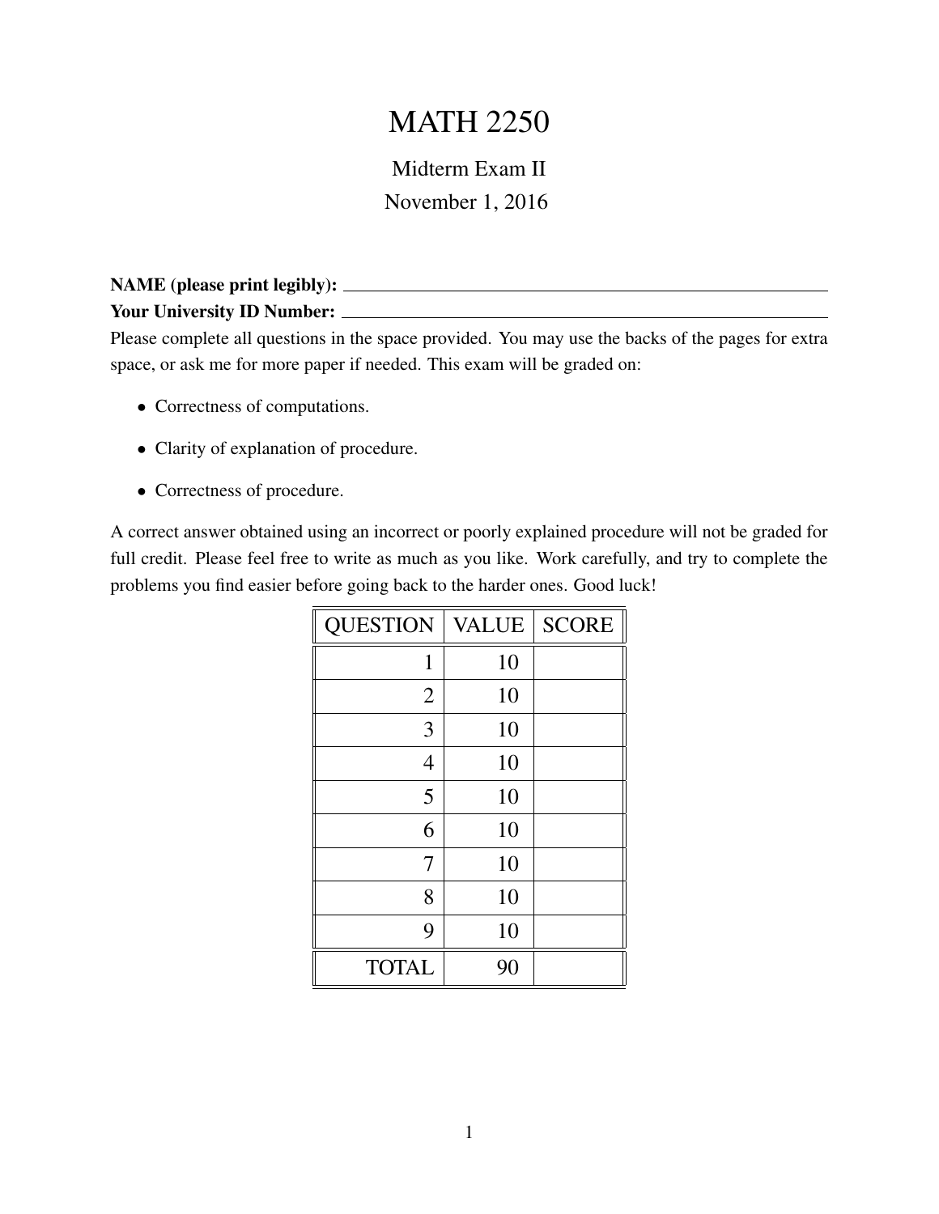# MATH 2250

## Midterm Exam II

November 1, 2016

**NAME (please print legibly):** ______________________________

**Your University ID Number:** ______________________________

Please complete all questions in the space provided. You may use the backs of the pages for extra space, or ask me for more paper if needed. This exam will be graded on:

- Correctness of computations.
- Clarity of explanation of procedure.
- Correctness of procedure.

A correct answer obtained using an incorrect or poorly explained procedure will not be graded for full credit. Please feel free to write as much as you like. Work carefully, and try to complete the problems you find easier before going back to the harder ones. Good luck!

| QUESTION | VALUE | SCORE |
|---|---|---|
| 1 | 10 | |
| 2 | 10 | |
| 3 | 10 | |
| 4 | 10 | |
| 5 | 10 | |
| 6 | 10 | |
| 7 | 10 | |
| 8 | 10 | |
| 9 | 10 | |
| TOTAL | 90 | |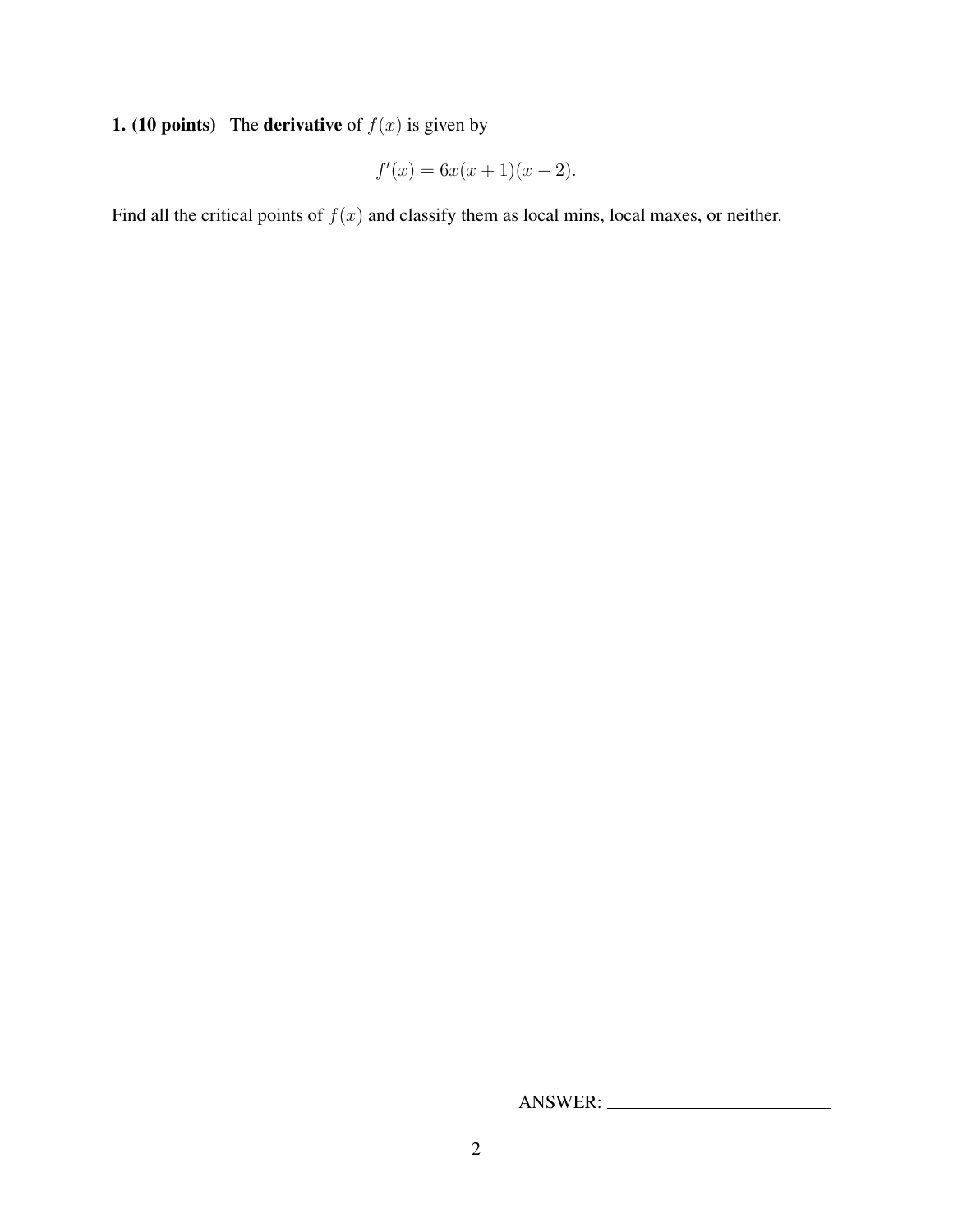**1. (10 points)** The **derivative** of $f(x)$ is given by

$$f'(x) = 6x(x+1)(x-2).$$

Find all the critical points of $f(x)$ and classify them as local mins, local maxes, or neither.

ANSWER: ________________________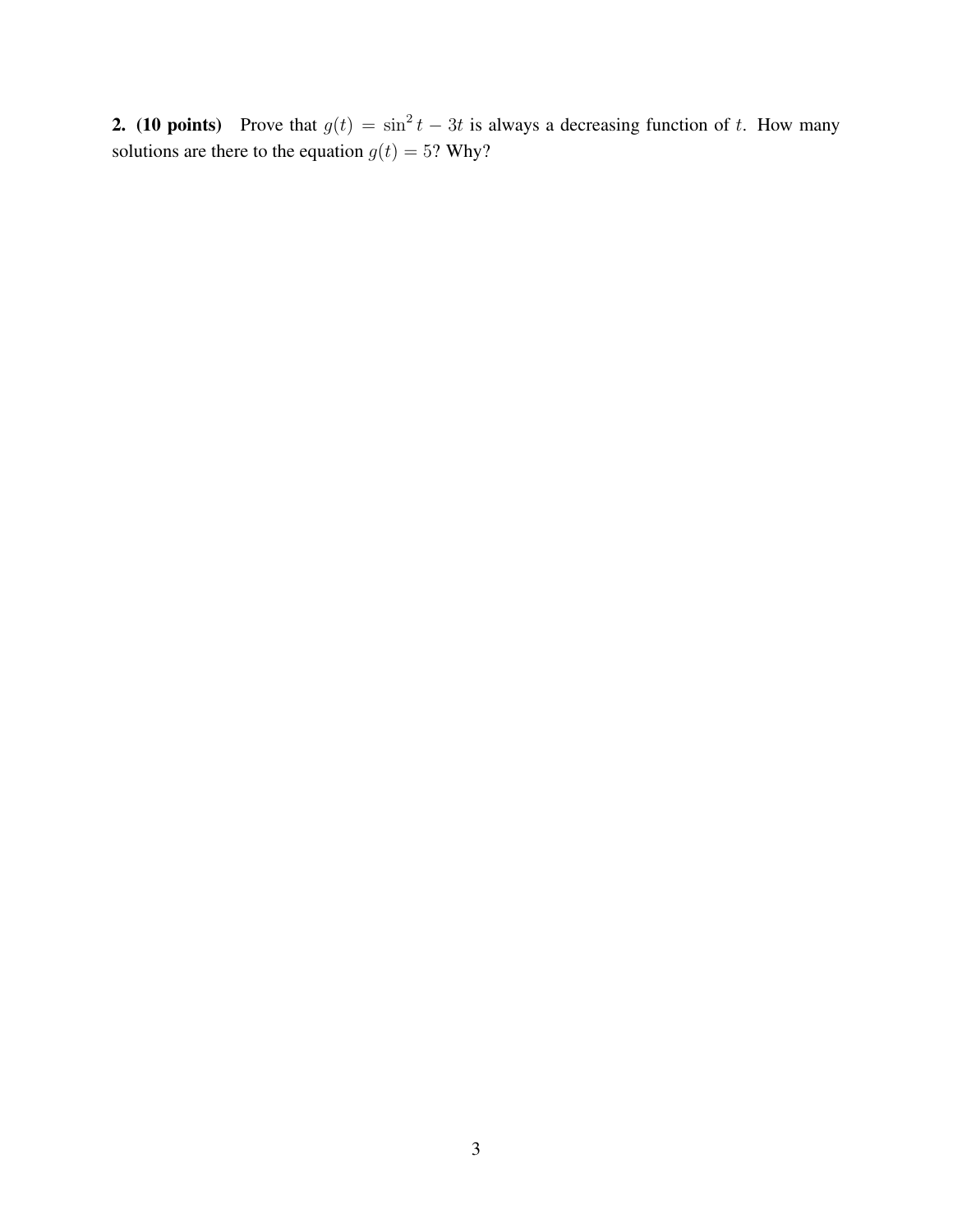**2. (10 points)** Prove that $g(t) = \sin^2 t - 3t$ is always a decreasing function of $t$. How many solutions are there to the equation $g(t) = 5$? Why?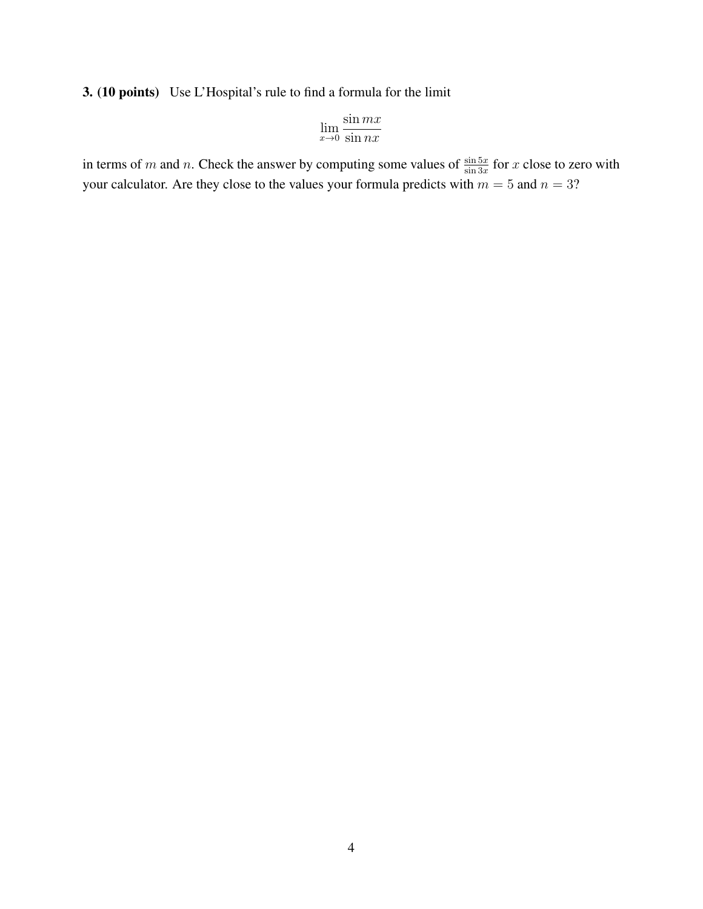**3. (10 points)** Use L'Hospital's rule to find a formula for the limit

$$\lim_{x \to 0} \frac{\sin mx}{\sin nx}$$

in terms of $m$ and $n$. Check the answer by computing some values of $\frac{\sin 5x}{\sin 3x}$ for $x$ close to zero with your calculator. Are they close to the values your formula predicts with $m = 5$ and $n = 3$?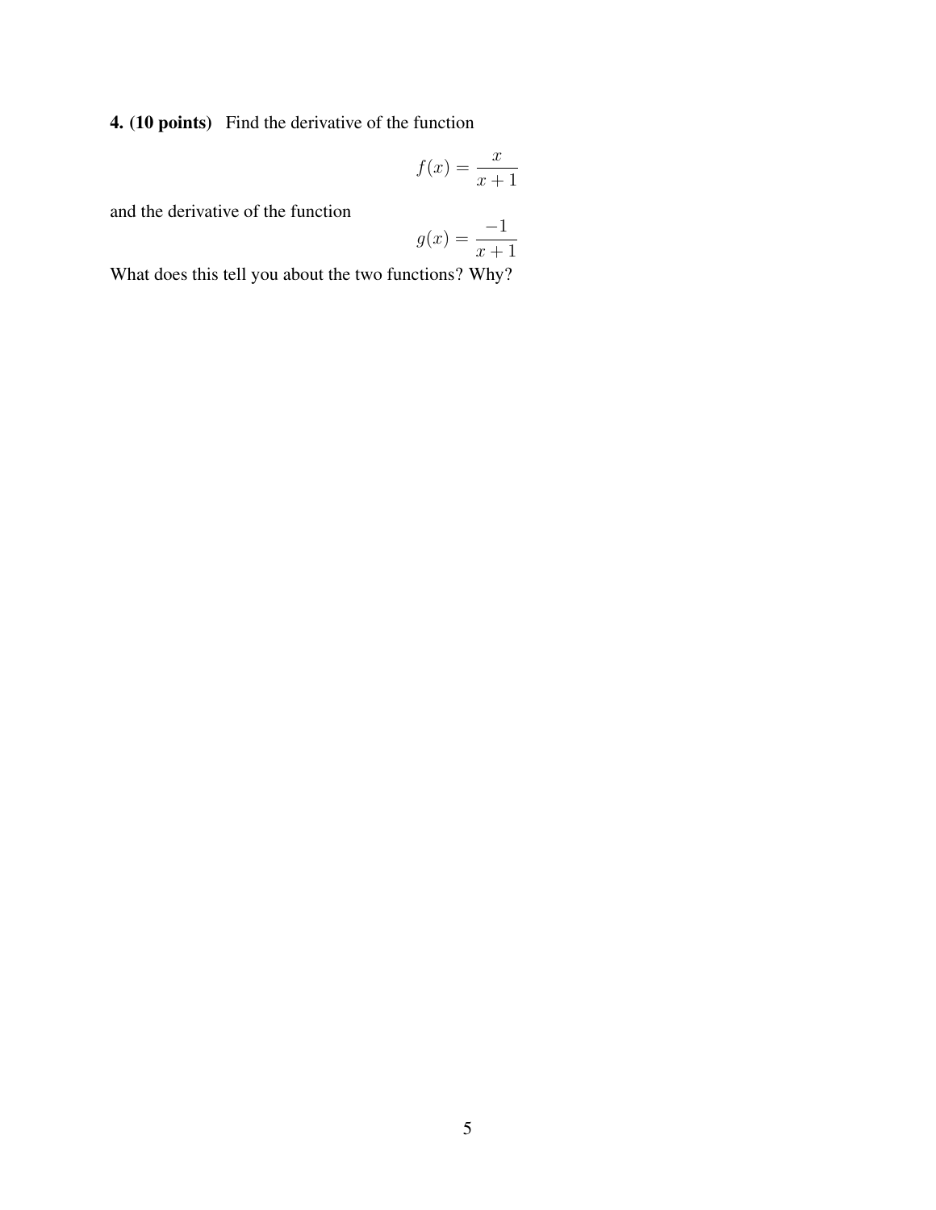**4. (10 points)** Find the derivative of the function

$$f(x) = \frac{x}{x+1}$$

and the derivative of the function

$$g(x) = \frac{-1}{x+1}$$

What does this tell you about the two functions? Why?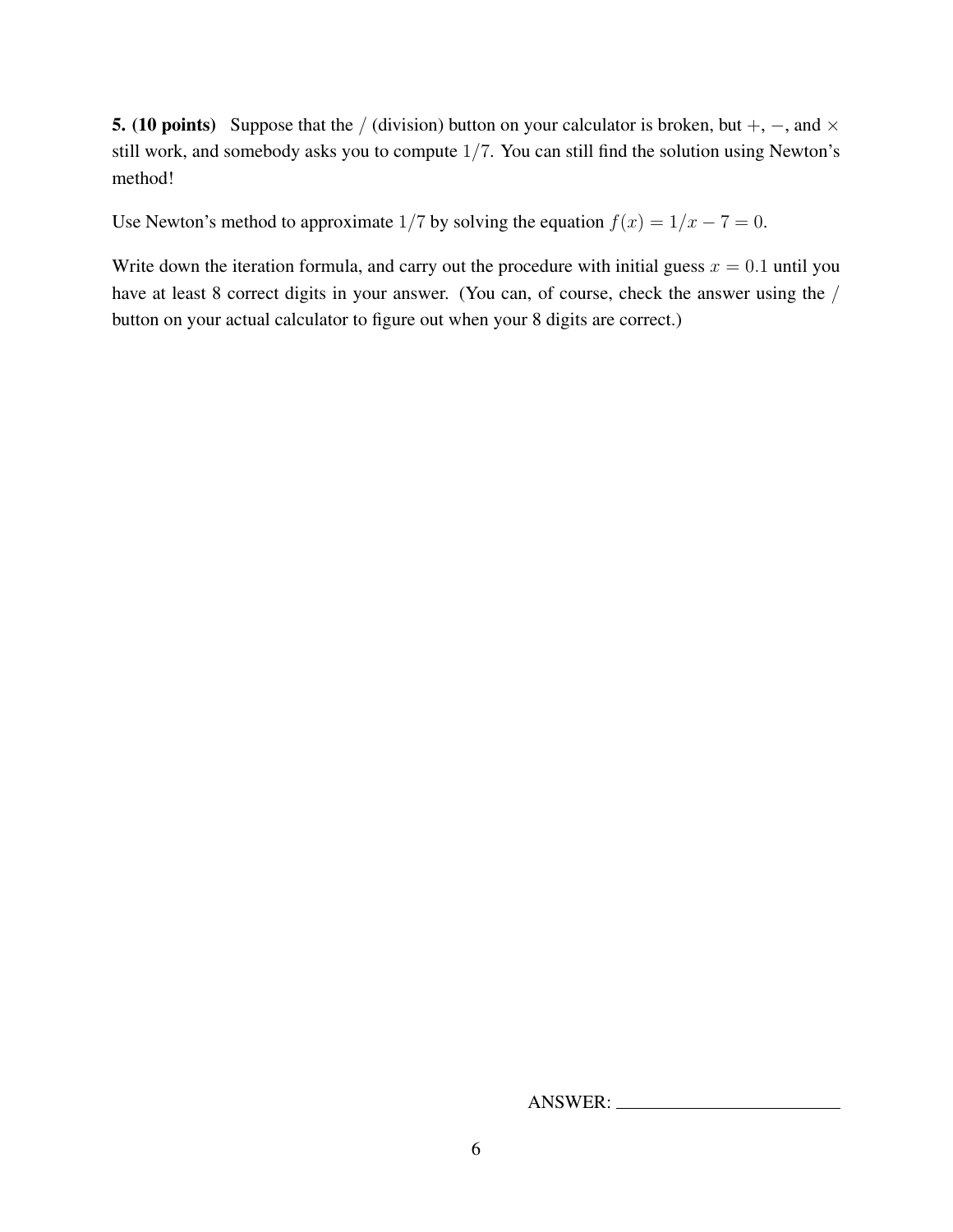**5. (10 points)** Suppose that the / (division) button on your calculator is broken, but $+$, $-$, and $\times$ still work, and somebody asks you to compute $1/7$. You can still find the solution using Newton's method!

Use Newton's method to approximate $1/7$ by solving the equation $f(x) = 1/x - 7 = 0$.

Write down the iteration formula, and carry out the procedure with initial guess $x = 0.1$ until you have at least 8 correct digits in your answer. (You can, of course, check the answer using the / button on your actual calculator to figure out when your 8 digits are correct.)

ANSWER: ________________________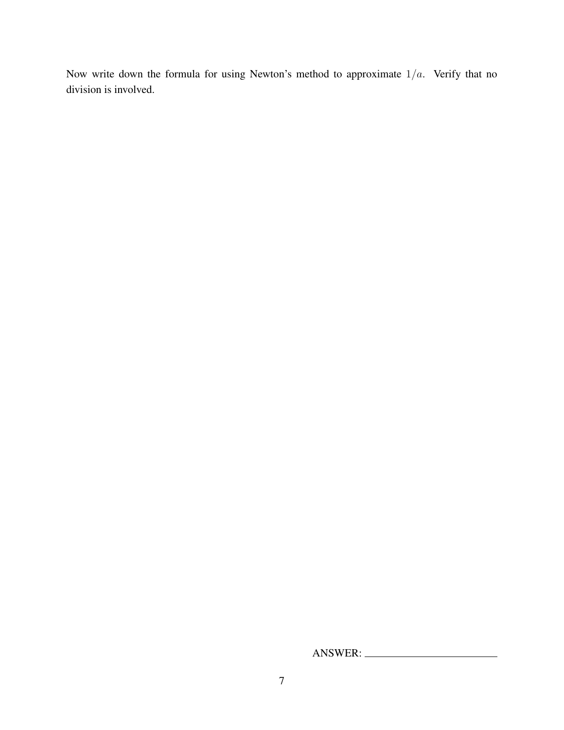Now write down the formula for using Newton's method to approximate $1/a$. Verify that no division is involved.

ANSWER: \_\_\_\_\_\_\_\_\_\_\_\_\_\_\_\_\_\_\_\_\_\_\_\_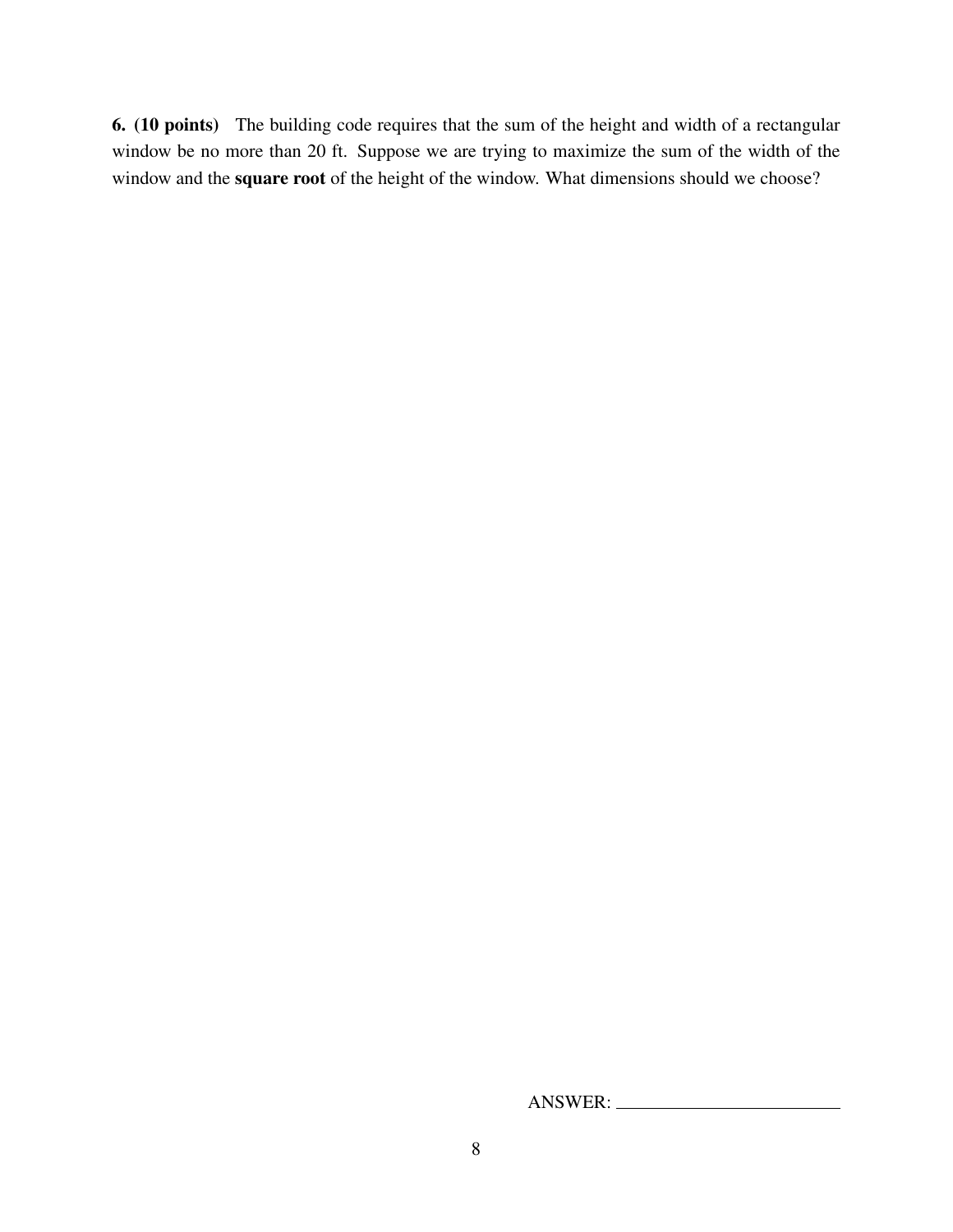**6. (10 points)** The building code requires that the sum of the height and width of a rectangular window be no more than 20 ft. Suppose we are trying to maximize the sum of the width of the window and the **square root** of the height of the window. What dimensions should we choose?

ANSWER: ______________________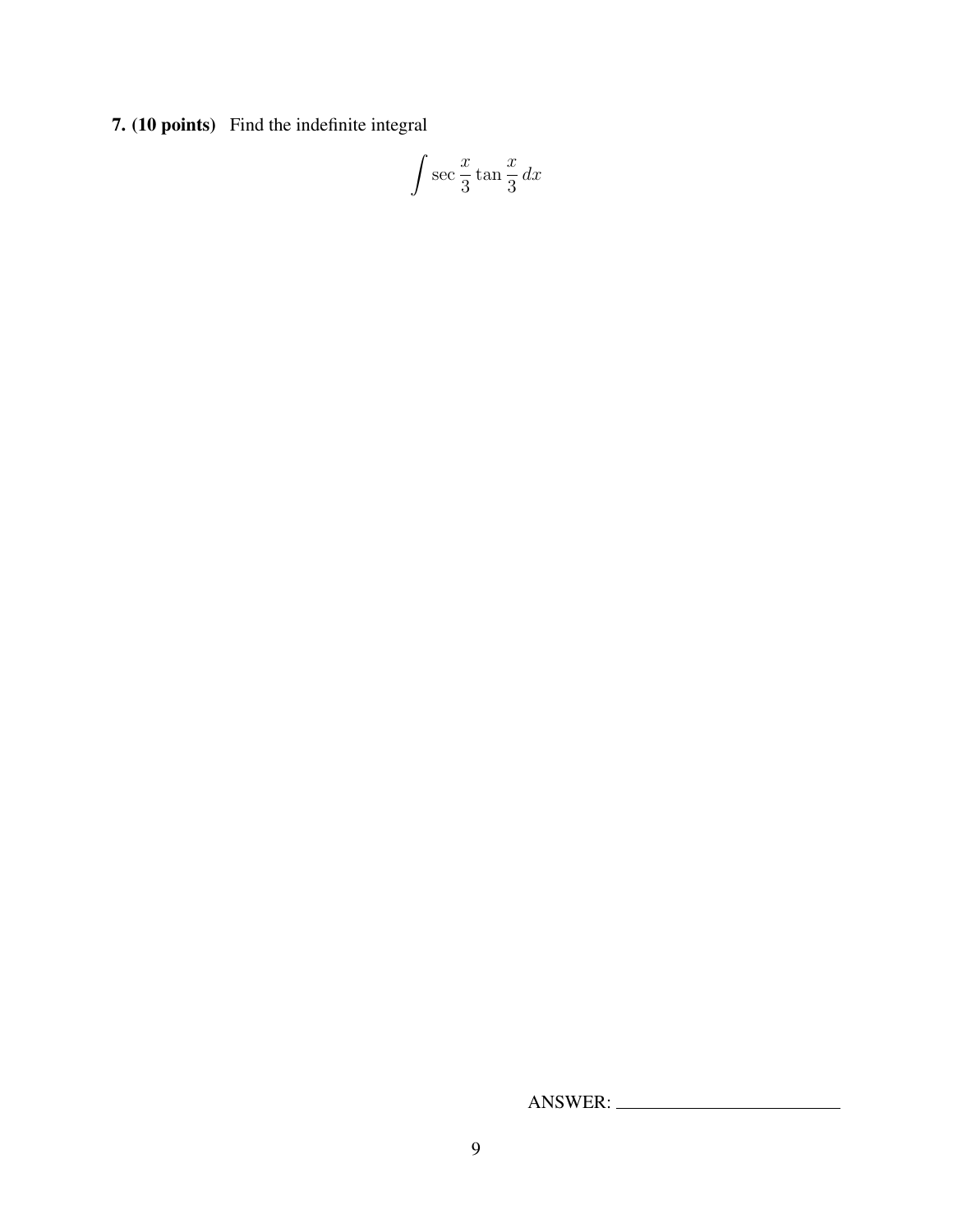**7. (10 points)** Find the indefinite integral

$$\int \sec \frac{x}{3} \tan \frac{x}{3} \, dx$$

ANSWER: ________________________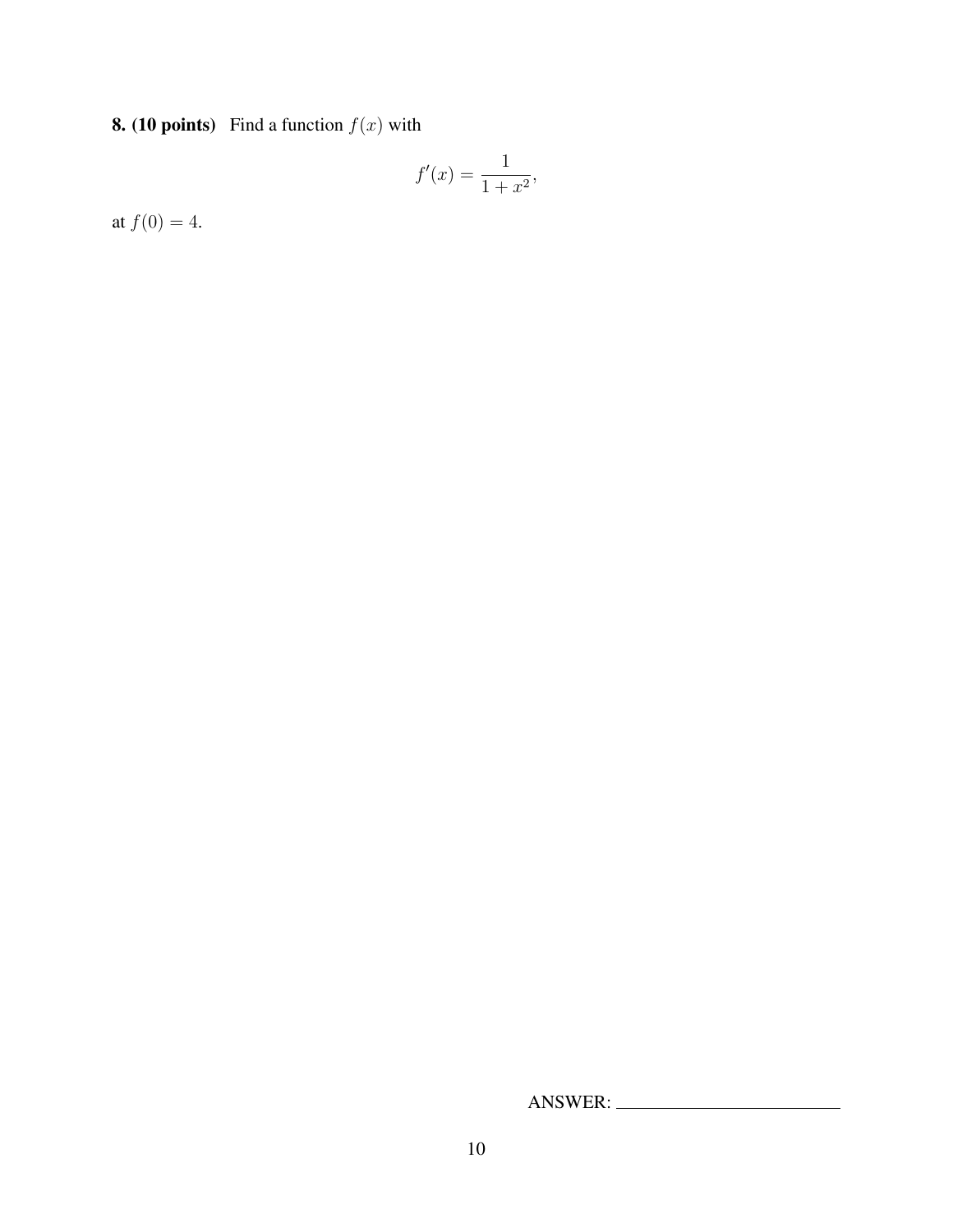**8. (10 points)** Find a function $f(x)$ with

$$f'(x) = \frac{1}{1+x^2},$$

at $f(0) = 4$.

ANSWER: ________________________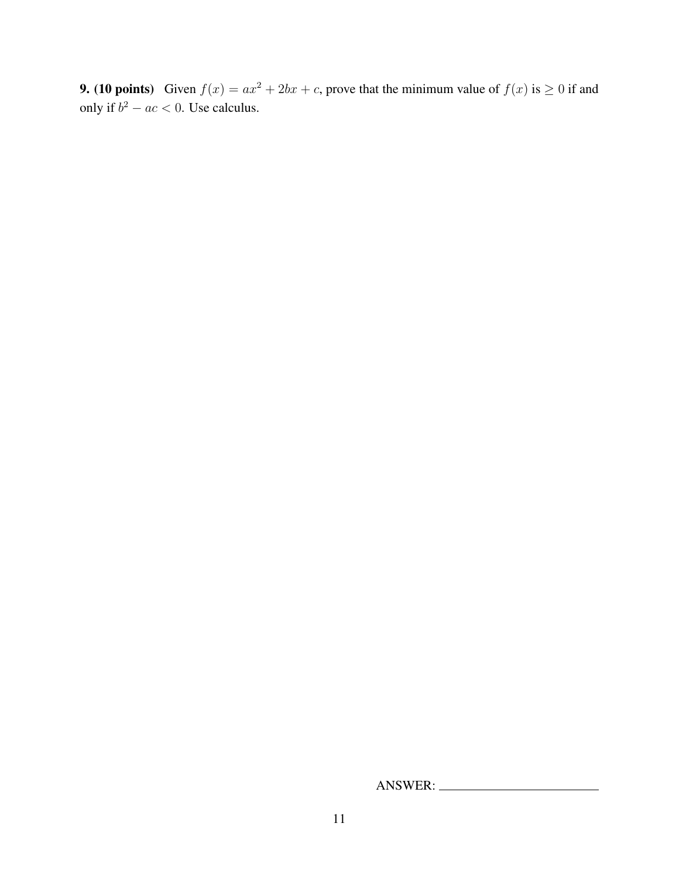**9. (10 points)** Given $f(x) = ax^2 + 2bx + c$, prove that the minimum value of $f(x)$ is $\geq 0$ if and only if $b^2 - ac < 0$. Use calculus.

ANSWER: ______________________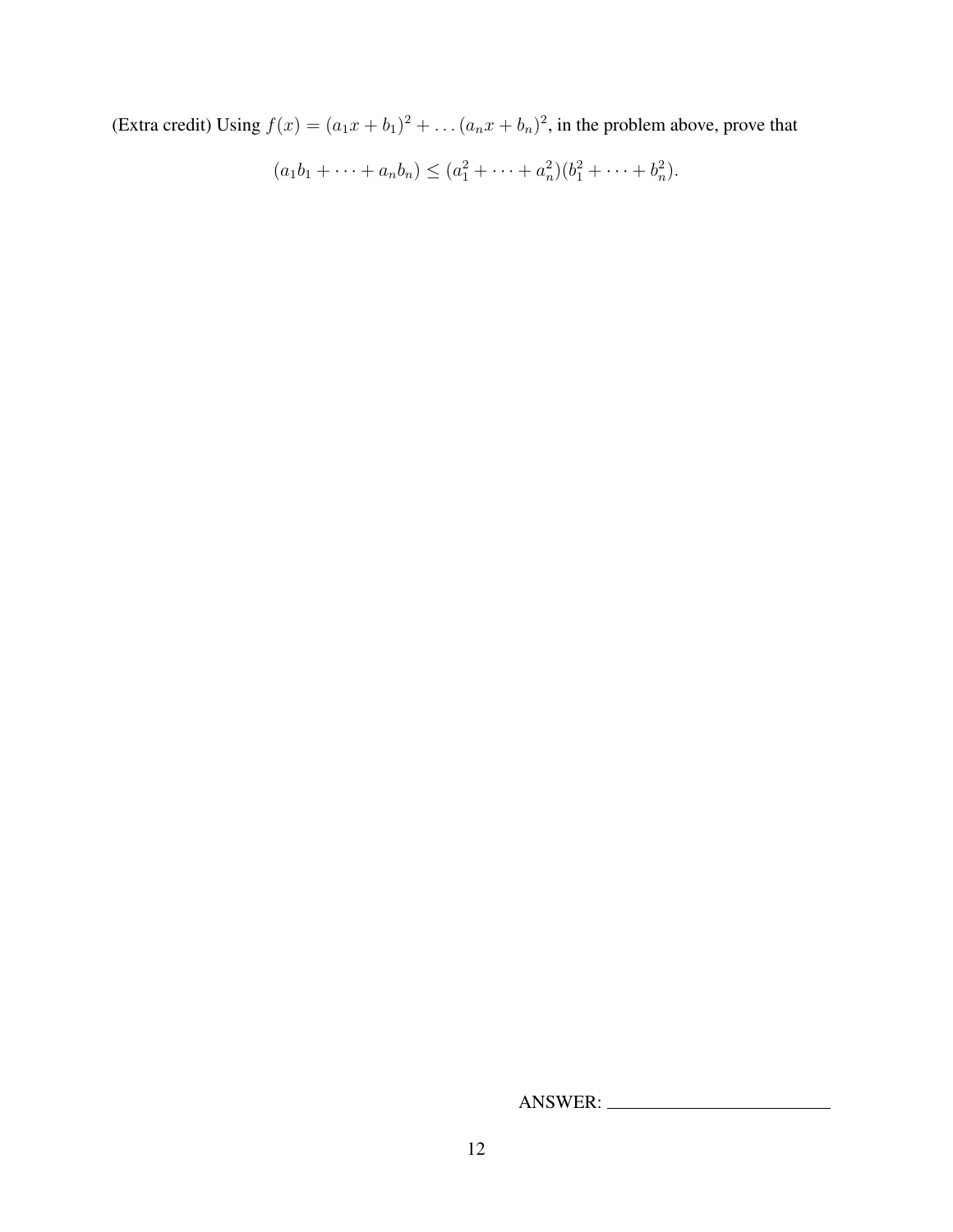(Extra credit) Using $f(x) = (a_1x + b_1)^2 + \dots (a_nx + b_n)^2$, in the problem above, prove that

$$(a_1b_1 + \cdots + a_nb_n) \leq (a_1^2 + \cdots + a_n^2)(b_1^2 + \cdots + b_n^2).$$

ANSWER: ______________________